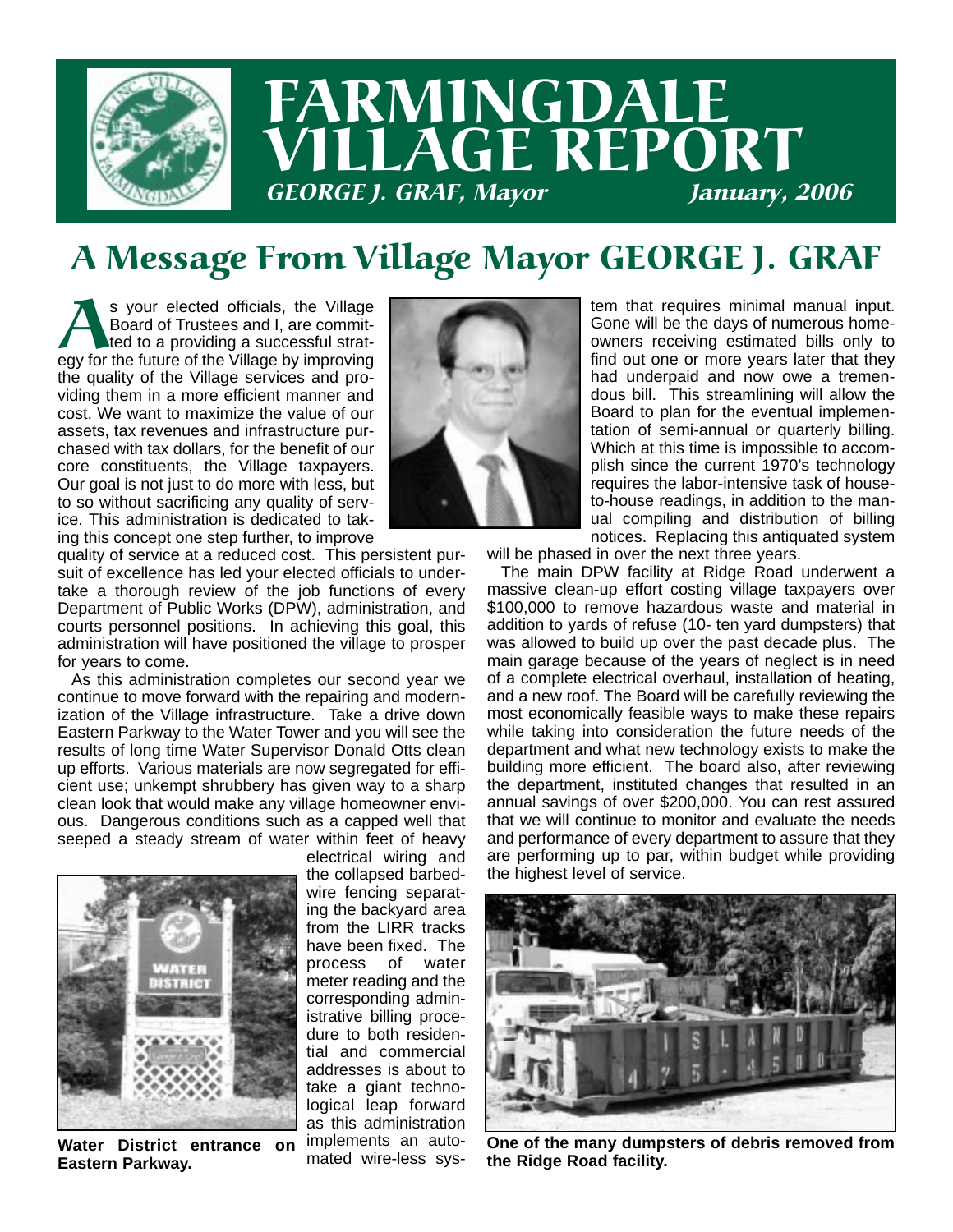# FARMINGDALE VILLAGE REPORT

*GEORGE J. GRAF, Mayor* *January, 2006*

## A Message From Village Mayor GEORGE J. GRAF

As your elected officials, the Village Board of Trustees and I, are committed to a providing a successful strategy for the future of the Village by improving the quality of the Village services and providing them in a more efficient manner and cost. We want to maximize the value of our assets, tax revenues and infrastructure purchased with tax dollars, for the benefit of our core constituents, the Village taxpayers. Our goal is not just to do more with less, but to so without sacrificing any quality of service. This administration is dedicated to taking this concept one step further, to improve quality of service at a reduced cost. This persistent pursuit of excellence has led your elected officials to undertake a thorough review of the job functions of every Department of Public Works (DPW), administration, and courts personnel positions. In achieving this goal, this administration will have positioned the village to prosper for years to come.

As this administration completes our second year we continue to move forward with the repairing and modernization of the Village infrastructure. Take a drive down Eastern Parkway to the Water Tower and you will see the results of long time Water Supervisor Donald Otts clean up efforts. Various materials are now segregated for efficient use; unkempt shrubbery has given way to a sharp clean look that would make any village homeowner envious. Dangerous conditions such as a capped well that seeped a steady stream of water within feet of heavy electrical wiring and the collapsed barbed-wire fencing separating the backyard area from the LIRR tracks have been fixed. The process of water meter reading and the corresponding administrative billing procedure to both residential and commercial addresses is about to take a giant technological leap forward as this administration implements an automated wire-less system that requires minimal manual input. Gone will be the days of numerous homeowners receiving estimated bills only to find out one or more years later that they had underpaid and now owe a tremendous bill. This streamlining will allow the Board to plan for the eventual implementation of semi-annual or quarterly billing. Which at this time is impossible to accomplish since the current 1970's technology requires the labor-intensive task of house-to-house readings, in addition to the manual compiling and distribution of billing notices. Replacing this antiquated system will be phased in over the next three years.

**Water District entrance on Eastern Parkway.**

The main DPW facility at Ridge Road underwent a massive clean-up effort costing village taxpayers over $100,000 to remove hazardous waste and material in addition to yards of refuse (10- ten yard dumpsters) that was allowed to build up over the past decade plus. The main garage because of the years of neglect is in need of a complete electrical overhaul, installation of heating, and a new roof. The Board will be carefully reviewing the most economically feasible ways to make these repairs while taking into consideration the future needs of the department and what new technology exists to make the building more efficient. The board also, after reviewing the department, instituted changes that resulted in an annual savings of over $200,000. You can rest assured that we will continue to monitor and evaluate the needs and performance of every department to assure that they are performing up to par, within budget while providing the highest level of service.

**One of the many dumpsters of debris removed from the Ridge Road facility.**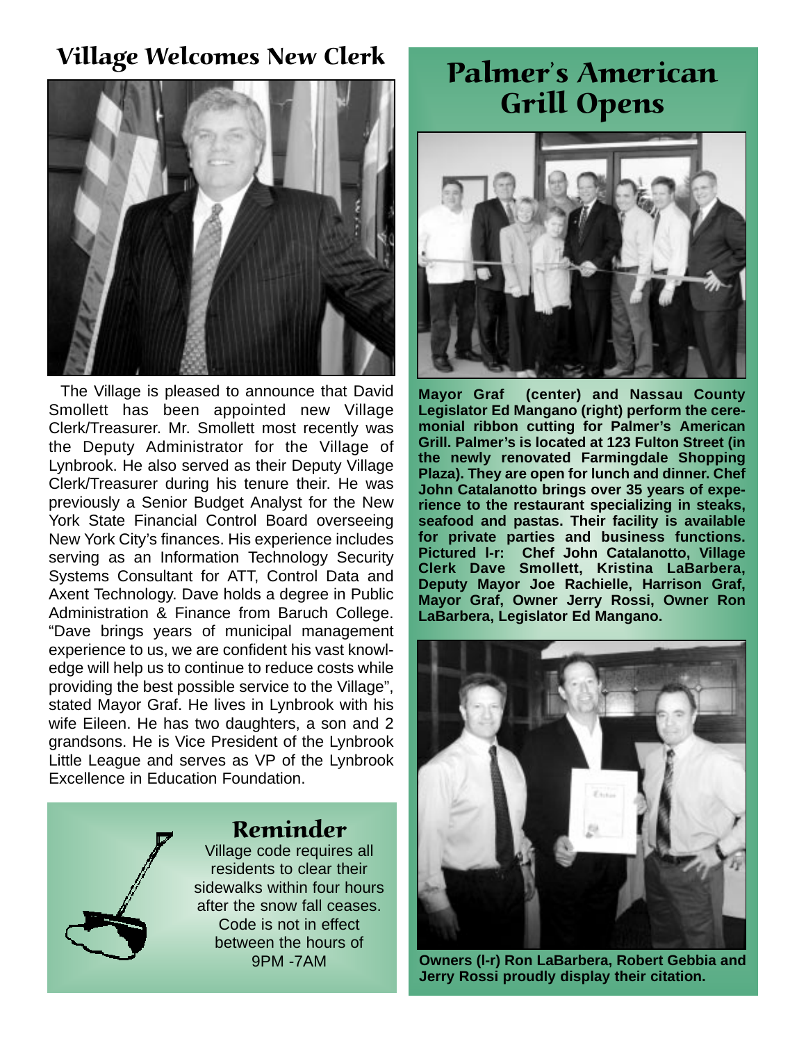## Village Welcomes New Clerk

The Village is pleased to announce that David Smollett has been appointed new Village Clerk/Treasurer. Mr. Smollett most recently was the Deputy Administrator for the Village of Lynbrook. He also served as their Deputy Village Clerk/Treasurer during his tenure their. He was previously a Senior Budget Analyst for the New York State Financial Control Board overseeing New York City's finances. His experience includes serving as an Information Technology Security Systems Consultant for ATT, Control Data and Axent Technology. Dave holds a degree in Public Administration & Finance from Baruch College. "Dave brings years of municipal management experience to us, we are confident his vast knowledge will help us to continue to reduce costs while providing the best possible service to the Village", stated Mayor Graf. He lives in Lynbrook with his wife Eileen. He has two daughters, a son and 2 grandsons. He is Vice President of the Lynbrook Little League and serves as VP of the Lynbrook Excellence in Education Foundation.

### Reminder

Village code requires all residents to clear their sidewalks within four hours after the snow fall ceases. Code is not in effect between the hours of 9PM -7AM

## Palmer's American Grill Opens

**Mayor Graf (center) and Nassau County Legislator Ed Mangano (right) perform the ceremonial ribbon cutting for Palmer's American Grill. Palmer's is located at 123 Fulton Street (in the newly renovated Farmingdale Shopping Plaza). They are open for lunch and dinner. Chef John Catalanotto brings over 35 years of experience to the restaurant specializing in steaks, seafood and pastas. Their facility is available for private parties and business functions. Pictured l-r: Chef John Catalanotto, Village Clerk Dave Smollett, Kristina LaBarbera, Deputy Mayor Joe Rachielle, Harrison Graf, Mayor Graf, Owner Jerry Rossi, Owner Ron LaBarbera, Legislator Ed Mangano.**

**Owners (l-r) Ron LaBarbera, Robert Gebbia and Jerry Rossi proudly display their citation.**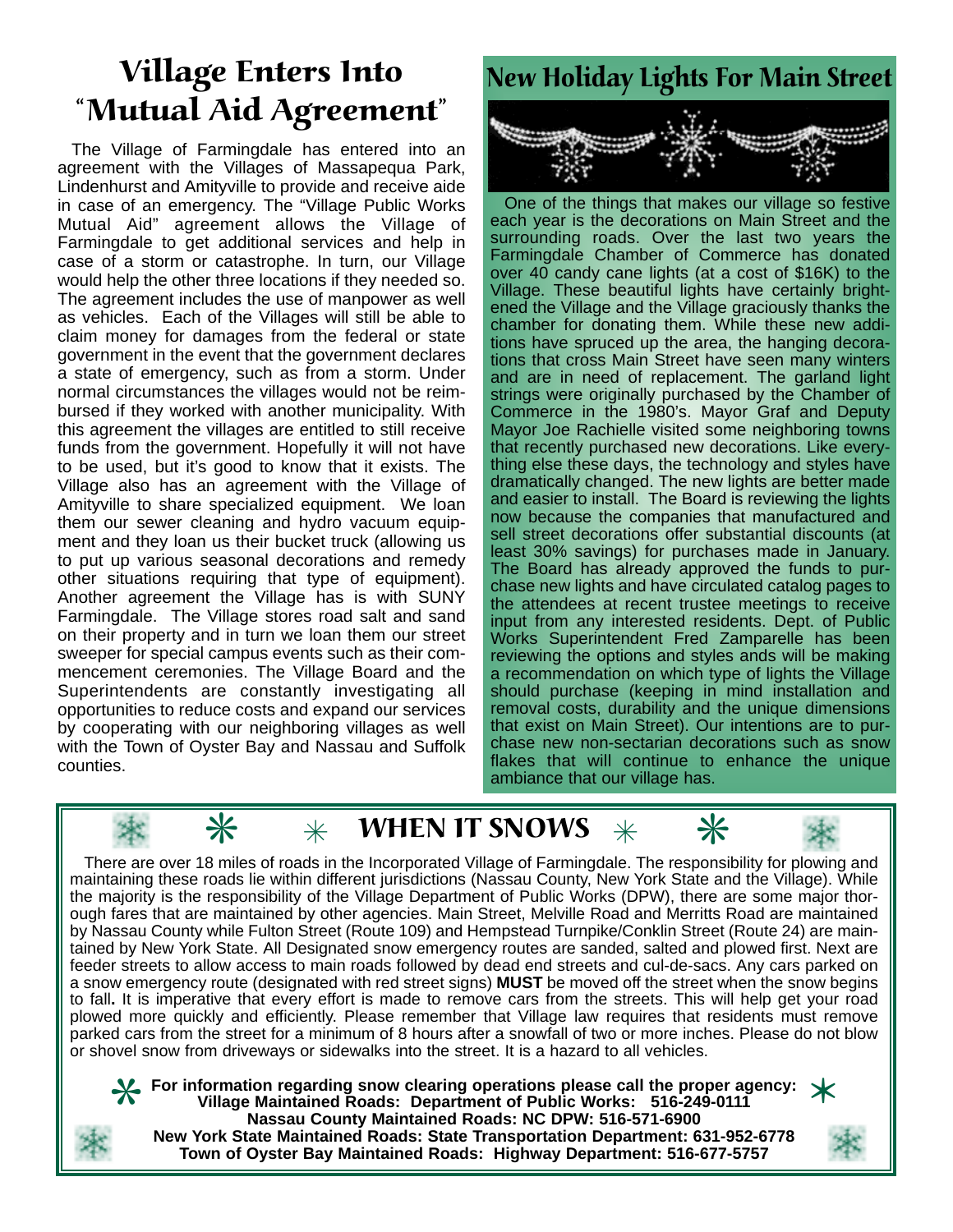# Village Enters Into "Mutual Aid Agreement"

The Village of Farmingdale has entered into an agreement with the Villages of Massapequa Park, Lindenhurst and Amityville to provide and receive aide in case of an emergency. The "Village Public Works Mutual Aid" agreement allows the Village of Farmingdale to get additional services and help in case of a storm or catastrophe. In turn, our Village would help the other three locations if they needed so. The agreement includes the use of manpower as well as vehicles. Each of the Villages will still be able to claim money for damages from the federal or state government in the event that the government declares a state of emergency, such as from a storm. Under normal circumstances the villages would not be reimbursed if they worked with another municipality. With this agreement the villages are entitled to still receive funds from the government. Hopefully it will not have to be used, but it's good to know that it exists. The Village also has an agreement with the Village of Amityville to share specialized equipment. We loan them our sewer cleaning and hydro vacuum equipment and they loan us their bucket truck (allowing us to put up various seasonal decorations and remedy other situations requiring that type of equipment). Another agreement the Village has is with SUNY Farmingdale. The Village stores road salt and sand on their property and in turn we loan them our street sweeper for special campus events such as their commencement ceremonies. The Village Board and the Superintendents are constantly investigating all opportunities to reduce costs and expand our services by cooperating with our neighboring villages as well with the Town of Oyster Bay and Nassau and Suffolk counties.

# New Holiday Lights For Main Street

One of the things that makes our village so festive each year is the decorations on Main Street and the surrounding roads. Over the last two years the Farmingdale Chamber of Commerce has donated over 40 candy cane lights (at a cost of $16K) to the Village. These beautiful lights have certainly brightened the Village and the Village graciously thanks the chamber for donating them. While these new additions have spruced up the area, the hanging decorations that cross Main Street have seen many winters and are in need of replacement. The garland light strings were originally purchased by the Chamber of Commerce in the 1980's. Mayor Graf and Deputy Mayor Joe Rachielle visited some neighboring towns that recently purchased new decorations. Like everything else these days, the technology and styles have dramatically changed. The new lights are better made and easier to install. The Board is reviewing the lights now because the companies that manufactured and sell street decorations offer substantial discounts (at least 30% savings) for purchases made in January. The Board has already approved the funds to purchase new lights and have circulated catalog pages to the attendees at recent trustee meetings to receive input from any interested residents. Dept. of Public Works Superintendent Fred Zamparelle has been reviewing the options and styles ands will be making a recommendation on which type of lights the Village should purchase (keeping in mind installation and removal costs, durability and the unique dimensions that exist on Main Street). Our intentions are to purchase new non-sectarian decorations such as snow flakes that will continue to enhance the unique ambiance that our village has.

# When It Snows

There are over 18 miles of roads in the Incorporated Village of Farmingdale. The responsibility for plowing and maintaining these roads lie within different jurisdictions (Nassau County, New York State and the Village). While the majority is the responsibility of the Village Department of Public Works (DPW), there are some major thorough fares that are maintained by other agencies. Main Street, Melville Road and Merritts Road are maintained by Nassau County while Fulton Street (Route 109) and Hempstead Turnpike/Conklin Street (Route 24) are maintained by New York State. All Designated snow emergency routes are sanded, salted and plowed first. Next are feeder streets to allow access to main roads followed by dead end streets and cul-de-sacs. Any cars parked on a snow emergency route (designated with red street signs) **MUST** be moved off the street when the snow begins to fall**.** It is imperative that every effort is made to remove cars from the streets. This will help get your road plowed more quickly and efficiently. Please remember that Village law requires that residents must remove parked cars from the street for a minimum of 8 hours after a snowfall of two or more inches. Please do not blow or shovel snow from driveways or sidewalks into the street. It is a hazard to all vehicles.

**For information regarding snow clearing operations please call the proper agency:**
**Village Maintained Roads: Department of Public Works: 516-249-0111**
**Nassau County Maintained Roads: NC DPW: 516-571-6900**
**New York State Maintained Roads: State Transportation Department: 631-952-6778**
**Town of Oyster Bay Maintained Roads: Highway Department: 516-677-5757**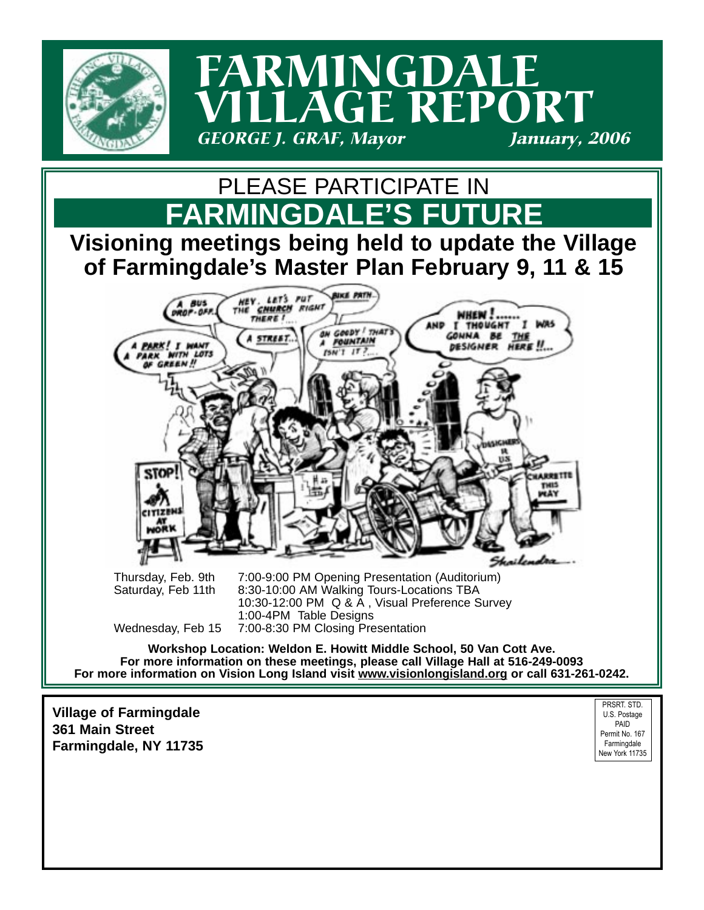# FARMINGDALE VILLAGE REPORT

*GEORGE J. GRAF, Mayor* *January, 2006*

## PLEASE PARTICIPATE IN FARMINGDALE'S FUTURE

### Visioning meetings being held to update the Village of Farmingdale's Master Plan February 9, 11 & 15

| | |
|---|---|
| Thursday, Feb. 9th | 7:00-9:00 PM Opening Presentation (Auditorium) |
| Saturday, Feb 11th | 8:30-10:00 AM Walking Tours-Locations TBA |
| | 10:30-12:00 PM Q & A , Visual Preference Survey |
| | 1:00-4PM Table Designs |
| Wednesday, Feb 15 | 7:00-8:30 PM Closing Presentation |

**Workshop Location: Weldon E. Howitt Middle School, 50 Van Cott Ave.**
**For more information on these meetings, please call Village Hall at 516-249-0093**
**For more information on Vision Long Island visit www.visionlongisland.org or call 631-261-0242.**

**Village of Farmingdale**
**361 Main Street**
**Farmingdale, NY 11735**

PRSRT. STD.
U.S. Postage
PAID
Permit No. 167
Farmingdale
New York 11735